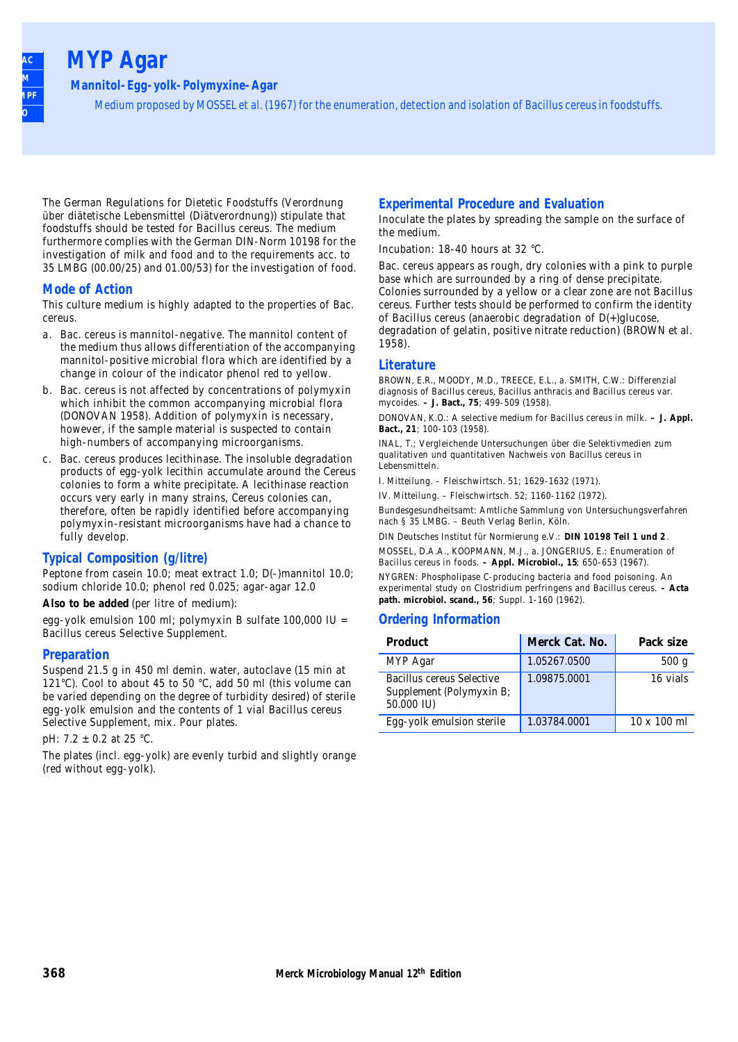# MYP Agar

## Mannitol-Egg-yolk-Polymyxine-Agar

*Medium proposed by MOSSEL et al. (1967) for the enumeration, detection and isolation of Bacillus cereus in foodstuffs.*

The German Regulations for Dietetic Foodstuffs (Verordnung über diätetische Lebensmittel (Diätverordnung)) stipulate that foodstuffs should be tested for Bacillus cereus. The medium furthermore complies with the German DIN-Norm 10198 for the investigation of milk and food and to the requirements acc. to 35 LMBG (00.00/25) and 01.00/53) for the investigation of food.

### Mode of Action

This culture medium is highly adapted to the properties of Bac. cereus.

a. Bac. cereus is mannitol-negative. The mannitol content of the medium thus allows differentiation of the accompanying mannitol-positive microbial flora which are identified by a change in colour of the indicator phenol red to yellow.

b. Bac. cereus is not affected by concentrations of polymyxin which inhibit the common accompanying microbial flora (DONOVAN 1958). Addition of polymyxin is necessary, however, if the sample material is suspected to contain high-numbers of accompanying microorganisms.

c. Bac. cereus produces lecithinase. The insoluble degradation products of egg-yolk lecithin accumulate around the Cereus colonies to form a white precipitate. A lecithinase reaction occurs very early in many strains, Cereus colonies can, therefore, often be rapidly identified before accompanying polymyxin-resistant microorganisms have had a chance to fully develop.

### Typical Composition (g/litre)

Peptone from casein 10.0; meat extract 1.0; D(-)mannitol 10.0; sodium chloride 10.0; phenol red 0.025; agar-agar 12.0

**Also to be added** (per litre of medium):

egg-yolk emulsion 100 ml; polymyxin B sulfate 100,000 IU = Bacillus cereus Selective Supplement.

### Preparation

Suspend 21.5 g in 450 ml demin. water, autoclave (15 min at 121°C). Cool to about 45 to 50 °C, add 50 ml (this volume can be varied depending on the degree of turbidity desired) of sterile egg-yolk emulsion and the contents of 1 vial Bacillus cereus Selective Supplement, mix. Pour plates.

pH: 7.2 ± 0.2 at 25 °C.

The plates (incl. egg-yolk) are evenly turbid and slightly orange (red without egg-yolk).

### Experimental Procedure and Evaluation

Inoculate the plates by spreading the sample on the surface of the medium.

Incubation: 18-40 hours at 32 °C.

Bac. cereus appears as rough, dry colonies with a pink to purple base which are surrounded by a ring of dense precipitate. Colonies surrounded by a yellow or a clear zone are not Bacillus cereus. Further tests should be performed to confirm the identity of Bacillus cereus (anaerobic degradation of D(+)glucose, degradation of gelatin, positive nitrate reduction) (BROWN et al. 1958).

### Literature

BROWN, E.R., MOODY, M.D., TREECE, E.L., a. SMITH, C.W.: Differenzial diagnosis of Bacillus cereus, Bacillus anthracis and Bacillus cereus var. mycoides. **– J. Bact., 75**; 499-509 (1958).

DONOVAN, K.O.: A selective medium for Bacillus cereus in milk. **– J. Appl. Bact., 21**; 100-103 (1958).

INAL, T.; Vergleichende Untersuchungen über die Selektivmedien zum qualitativen und quantitativen Nachweis von Bacillus cereus in Lebensmitteln.

I. Mitteilung. – Fleischwirtsch. 51; 1629-1632 (1971).

IV. Mitteilung. – Fleischwirtsch. 52; 1160-1162 (1972).

Bundesgesundheitsamt: Amtliche Sammlung von Untersuchungsverfahren nach § 35 LMBG. – Beuth Verlag Berlin, Köln.

DIN Deutsches Institut für Normierung e.V.: **DIN 10198 Teil 1 und 2**.

MOSSEL, D.A.A., KOOPMANN, M.J., a. JONGERIUS, E.: Enumeration of Bacillus cereus in foods. **– Appl. Microbiol., 15**; 650-653 (1967).

NYGREN: Phospholipase C-producing bacteria and food poisoning. An experimental study on Clostridium perfringens and Bacillus cereus. **– Acta path. microbiol. scand., 56**; Suppl. 1-160 (1962).

### Ordering Information

| Product | Merck Cat. No. | Pack size |
|---|---|---|
| MYP Agar | 1.05267.0500 | 500 g |
| Bacillus cereus Selective Supplement (Polymyxin B; 50.000 IU) | 1.09875.0001 | 16 vials |
| Egg-yolk emulsion sterile | 1.03784.0001 | 10 x 100 ml |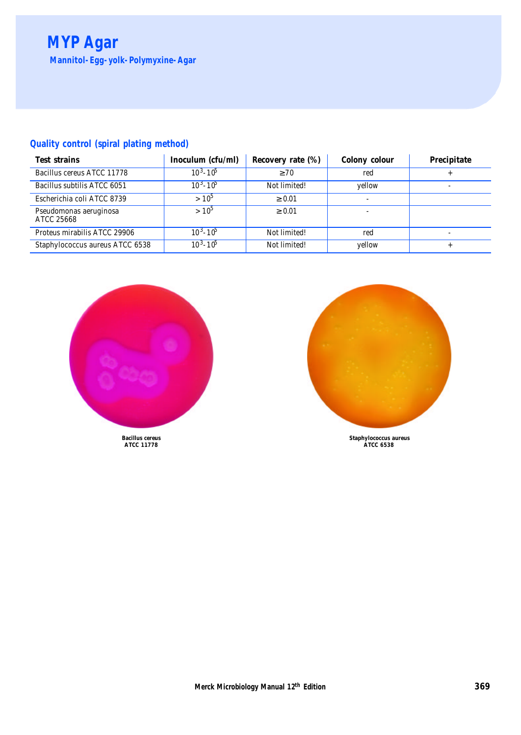# MYP Agar

**Mannitol-Egg-yolk-Polymyxine-Agar**

## Quality control (spiral plating method)

| Test strains | Inoculum (cfu/ml) | Recovery rate (%) | Colony colour | Precipitate |
|---|---|---|---|---|
| Bacillus cereus ATCC 11778 | $10^3$-$10^5$ | ≥70 | red | + |
| Bacillus subtilis ATCC 6051 | $10^3$-$10^5$ | Not limited! | yellow | - |
| Escherichia coli ATCC 8739 | > $10^5$ | ≥ 0.01 | - | |
| Pseudomonas aeruginosa ATCC 25668 | > $10^5$ | ≥ 0.01 | - | |
| Proteus mirabilis ATCC 29906 | $10^3$-$10^5$ | Not limited! | red | - |
| Staphylococcus aureus ATCC 6538 | $10^3$-$10^5$ | Not limited! | yellow | + |

**Bacillus cereus ATCC 11778**

**Staphylococcus aureus ATCC 6538**